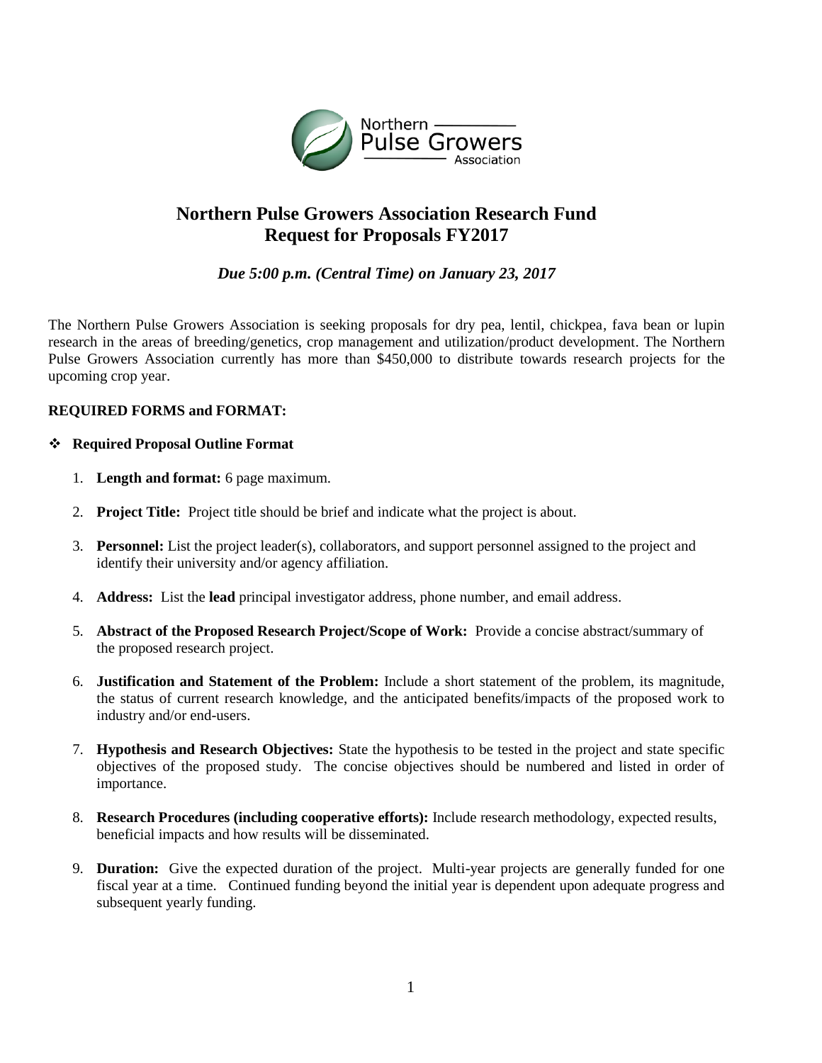# Northern Pulse Growers Association Research Fund
# Request for Proposals FY2017

*Due 5:00 p.m. (Central Time) on January 23, 2017*

The Northern Pulse Growers Association is seeking proposals for dry pea, lentil, chickpea, fava bean or lupin research in the areas of breeding/genetics, crop management and utilization/product development. The Northern Pulse Growers Association currently has more than $450,000 to distribute towards research projects for the upcoming crop year.

**REQUIRED FORMS and FORMAT:**

- **Required Proposal Outline Format**

  1. **Length and format:** 6 page maximum.
  2. **Project Title:** Project title should be brief and indicate what the project is about.
  3. **Personnel:** List the project leader(s), collaborators, and support personnel assigned to the project and identify their university and/or agency affiliation.
  4. **Address:** List the **lead** principal investigator address, phone number, and email address.
  5. **Abstract of the Proposed Research Project/Scope of Work:** Provide a concise abstract/summary of the proposed research project.
  6. **Justification and Statement of the Problem:** Include a short statement of the problem, its magnitude, the status of current research knowledge, and the anticipated benefits/impacts of the proposed work to industry and/or end-users.
  7. **Hypothesis and Research Objectives:** State the hypothesis to be tested in the project and state specific objectives of the proposed study. The concise objectives should be numbered and listed in order of importance.
  8. **Research Procedures (including cooperative efforts):** Include research methodology, expected results, beneficial impacts and how results will be disseminated.
  9. **Duration:** Give the expected duration of the project. Multi-year projects are generally funded for one fiscal year at a time. Continued funding beyond the initial year is dependent upon adequate progress and subsequent yearly funding.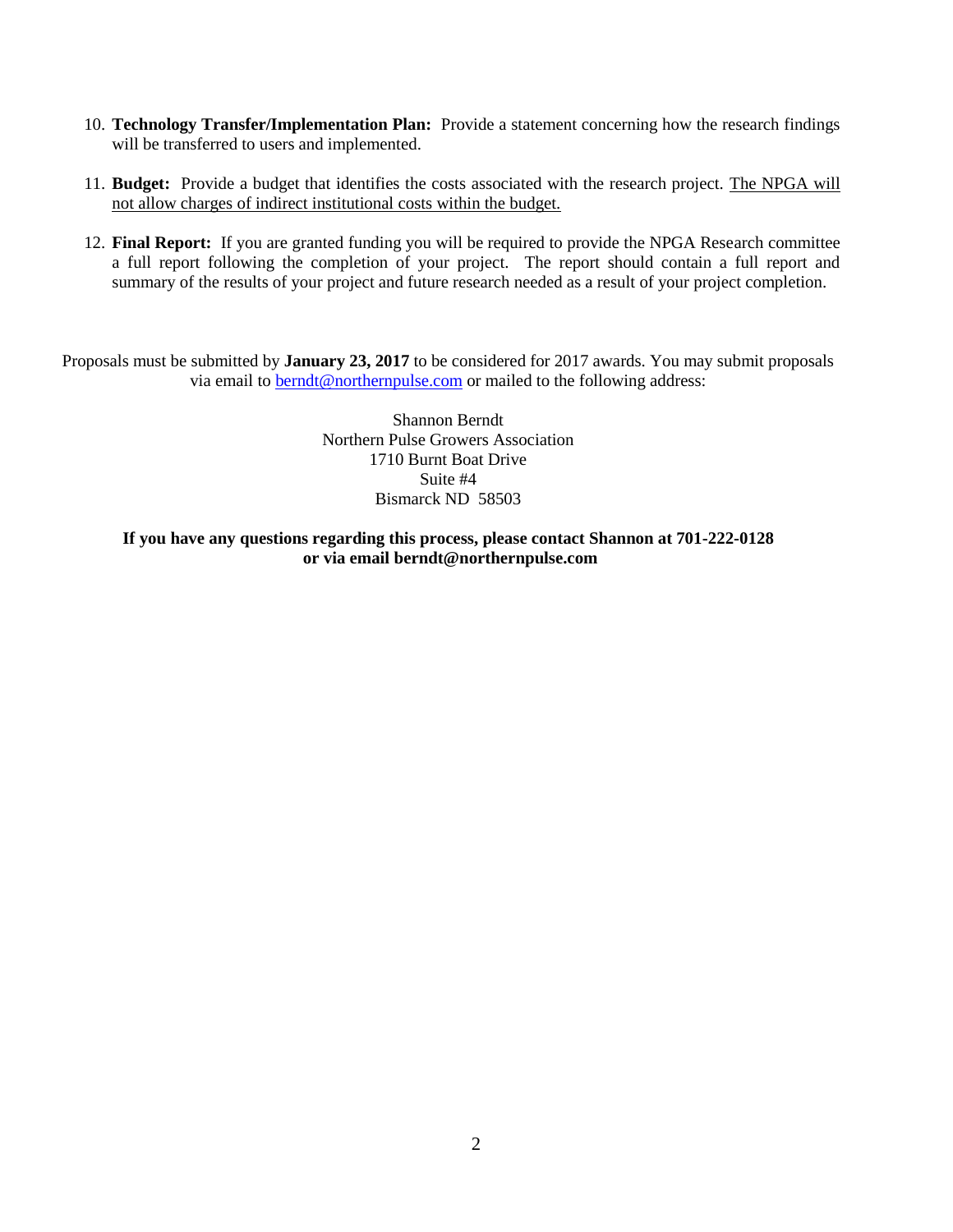10. **Technology Transfer/Implementation Plan:** Provide a statement concerning how the research findings will be transferred to users and implemented.

11. **Budget:** Provide a budget that identifies the costs associated with the research project. The NPGA will not allow charges of indirect institutional costs within the budget.

12. **Final Report:** If you are granted funding you will be required to provide the NPGA Research committee a full report following the completion of your project. The report should contain a full report and summary of the results of your project and future research needed as a result of your project completion.

Proposals must be submitted by **January 23, 2017** to be considered for 2017 awards. You may submit proposals via email to berndt@northernpulse.com or mailed to the following address:

Shannon Berndt  
Northern Pulse Growers Association  
1710 Burnt Boat Drive  
Suite #4  
Bismarck ND 58503

**If you have any questions regarding this process, please contact Shannon at 701-222-0128 or via email berndt@northernpulse.com**